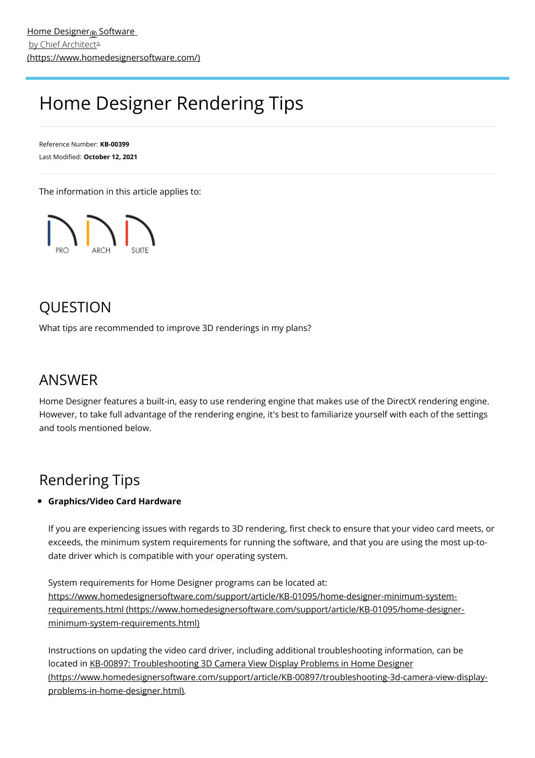[Home Designer® Software by Chief Architect® (https://www.homedesignersoftware.com/)](https://www.homedesignersoftware.com/)

# Home Designer Rendering Tips

Reference Number: **KB-00399**
Last Modified: **October 12, 2021**

The information in this article applies to:

PRO ARCH SUITE

## QUESTION

What tips are recommended to improve 3D renderings in my plans?

## ANSWER

Home Designer features a built-in, easy to use rendering engine that makes use of the DirectX rendering engine. However, to take full advantage of the rendering engine, it's best to familiarize yourself with each of the settings and tools mentioned below.

## Rendering Tips

- **Graphics/Video Card Hardware**

  If you are experiencing issues with regards to 3D rendering, first check to ensure that your video card meets, or exceeds, the minimum system requirements for running the software, and that you are using the most up-to-date driver which is compatible with your operating system.

  System requirements for Home Designer programs can be located at: [https://www.homedesignersoftware.com/support/article/KB-01095/home-designer-minimum-system-requirements.html (https://www.homedesignersoftware.com/support/article/KB-01095/home-designer-minimum-system-requirements.html)](https://www.homedesignersoftware.com/support/article/KB-01095/home-designer-minimum-system-requirements.html)

  Instructions on updating the video card driver, including additional troubleshooting information, can be located in [KB-00897: Troubleshooting 3D Camera View Display Problems in Home Designer (https://www.homedesignersoftware.com/support/article/KB-00897/troubleshooting-3d-camera-view-display-problems-in-home-designer.html)](https://www.homedesignersoftware.com/support/article/KB-00897/troubleshooting-3d-camera-view-display-problems-in-home-designer.html).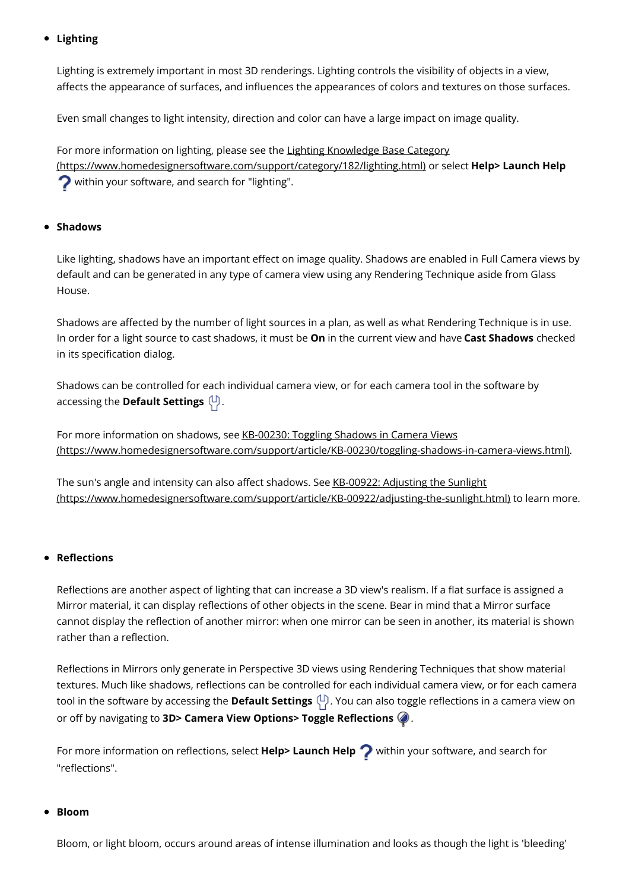- **Lighting**

  Lighting is extremely important in most 3D renderings. Lighting controls the visibility of objects in a view, affects the appearance of surfaces, and influences the appearances of colors and textures on those surfaces.

  Even small changes to light intensity, direction and color can have a large impact on image quality.

  For more information on lighting, please see the Lighting Knowledge Base Category (https://www.homedesignersoftware.com/support/category/182/lighting.html) or select **Help> Launch Help** within your software, and search for "lighting".

- **Shadows**

  Like lighting, shadows have an important effect on image quality. Shadows are enabled in Full Camera views by default and can be generated in any type of camera view using any Rendering Technique aside from Glass House.

  Shadows are affected by the number of light sources in a plan, as well as what Rendering Technique is in use. In order for a light source to cast shadows, it must be **On** in the current view and have **Cast Shadows** checked in its specification dialog.

  Shadows can be controlled for each individual camera view, or for each camera tool in the software by accessing the **Default Settings** .

  For more information on shadows, see KB-00230: Toggling Shadows in Camera Views (https://www.homedesignersoftware.com/support/article/KB-00230/toggling-shadows-in-camera-views.html).

  The sun's angle and intensity can also affect shadows. See KB-00922: Adjusting the Sunlight (https://www.homedesignersoftware.com/support/article/KB-00922/adjusting-the-sunlight.html) to learn more.

- **Reflections**

  Reflections are another aspect of lighting that can increase a 3D view's realism. If a flat surface is assigned a Mirror material, it can display reflections of other objects in the scene. Bear in mind that a Mirror surface cannot display the reflection of another mirror: when one mirror can be seen in another, its material is shown rather than a reflection.

  Reflections in Mirrors only generate in Perspective 3D views using Rendering Techniques that show material textures. Much like shadows, reflections can be controlled for each individual camera view, or for each camera tool in the software by accessing the **Default Settings** . You can also toggle reflections in a camera view on or off by navigating to **3D> Camera View Options> Toggle Reflections** .

  For more information on reflections, select **Help> Launch Help** within your software, and search for "reflections".

- **Bloom**

  Bloom, or light bloom, occurs around areas of intense illumination and looks as though the light is 'bleeding'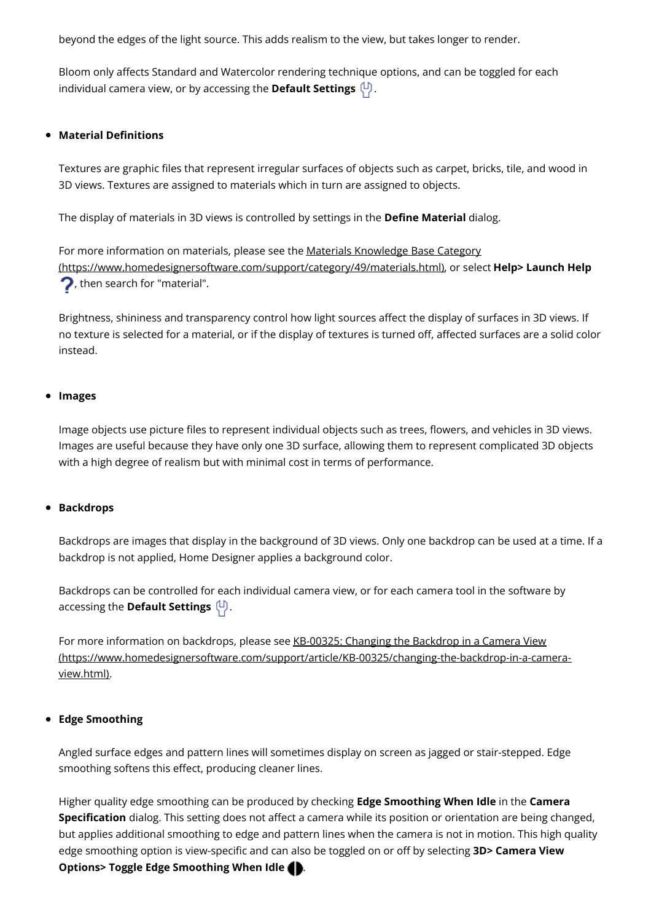beyond the edges of the light source. This adds realism to the view, but takes longer to render.

Bloom only affects Standard and Watercolor rendering technique options, and can be toggled for each individual camera view, or by accessing the **Default Settings**.

- **Material Definitions**

  Textures are graphic files that represent irregular surfaces of objects such as carpet, bricks, tile, and wood in 3D views. Textures are assigned to materials which in turn are assigned to objects.

  The display of materials in 3D views is controlled by settings in the **Define Material** dialog.

  For more information on materials, please see the Materials Knowledge Base Category (https://www.homedesignersoftware.com/support/category/49/materials.html), or select **Help> Launch Help**, then search for "material".

  Brightness, shininess and transparency control how light sources affect the display of surfaces in 3D views. If no texture is selected for a material, or if the display of textures is turned off, affected surfaces are a solid color instead.

- **Images**

  Image objects use picture files to represent individual objects such as trees, flowers, and vehicles in 3D views. Images are useful because they have only one 3D surface, allowing them to represent complicated 3D objects with a high degree of realism but with minimal cost in terms of performance.

- **Backdrops**

  Backdrops are images that display in the background of 3D views. Only one backdrop can be used at a time. If a backdrop is not applied, Home Designer applies a background color.

  Backdrops can be controlled for each individual camera view, or for each camera tool in the software by accessing the **Default Settings**.

  For more information on backdrops, please see KB-00325: Changing the Backdrop in a Camera View (https://www.homedesignersoftware.com/support/article/KB-00325/changing-the-backdrop-in-a-camera-view.html).

- **Edge Smoothing**

  Angled surface edges and pattern lines will sometimes display on screen as jagged or stair-stepped. Edge smoothing softens this effect, producing cleaner lines.

  Higher quality edge smoothing can be produced by checking **Edge Smoothing When Idle** in the **Camera Specification** dialog. This setting does not affect a camera while its position or orientation are being changed, but applies additional smoothing to edge and pattern lines when the camera is not in motion. This high quality edge smoothing option is view-specific and can also be toggled on or off by selecting **3D> Camera View Options> Toggle Edge Smoothing When Idle**.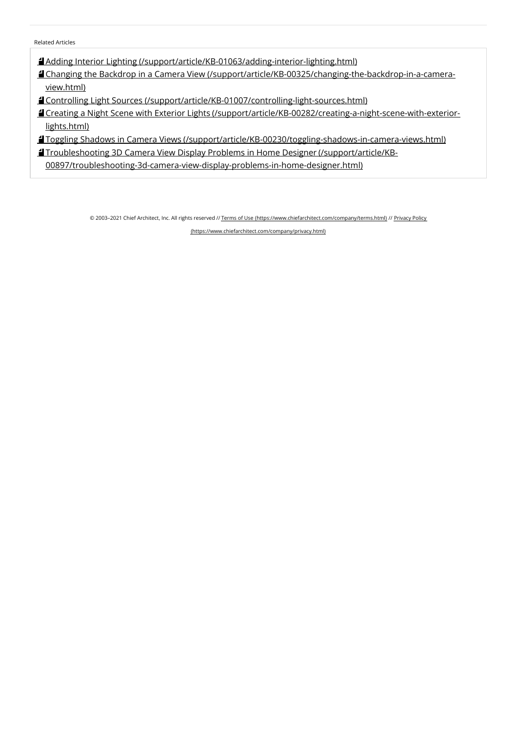Related Articles

- Adding Interior Lighting (/support/article/KB-01063/adding-interior-lighting.html)
- Changing the Backdrop in a Camera View (/support/article/KB-00325/changing-the-backdrop-in-a-camera-view.html)
- Controlling Light Sources (/support/article/KB-01007/controlling-light-sources.html)
- Creating a Night Scene with Exterior Lights (/support/article/KB-00282/creating-a-night-scene-with-exterior-lights.html)
- Toggling Shadows in Camera Views (/support/article/KB-00230/toggling-shadows-in-camera-views.html)
- Troubleshooting 3D Camera View Display Problems in Home Designer (/support/article/KB-00897/troubleshooting-3d-camera-view-display-problems-in-home-designer.html)

© 2003–2021 Chief Architect, Inc. All rights reserved // Terms of Use (https://www.chiefarchitect.com/company/terms.html) // Privacy Policy (https://www.chiefarchitect.com/company/privacy.html)